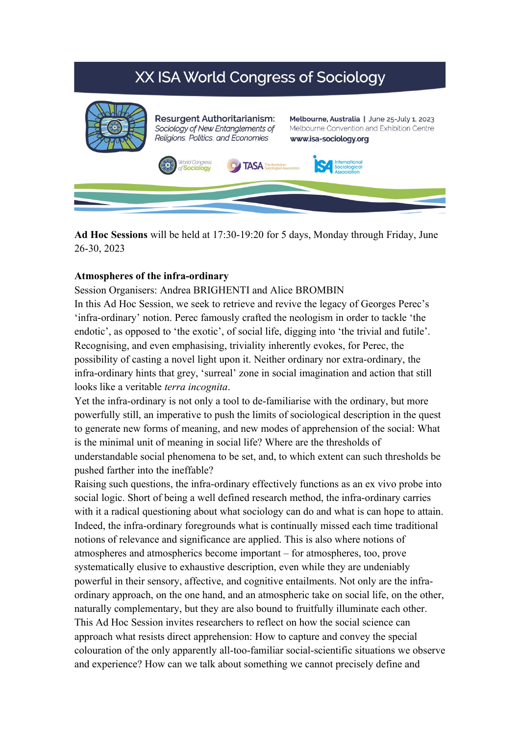# XX ISA World Congress of Sociology

**Resurgent Authoritarianism:** *Sociology of New Entanglements of Religions, Politics, and Economies*

**Melbourne, Australia | June 25-July 1, 2023**
Melbourne Convention and Exhibition Centre
**www.isa-sociology.org**

**Ad Hoc Sessions** will be held at 17:30-19:20 for 5 days, Monday through Friday, June 26-30, 2023

**Atmospheres of the infra-ordinary**

Session Organisers: Andrea BRIGHENTI and Alice BROMBIN

In this Ad Hoc Session, we seek to retrieve and revive the legacy of Georges Perec's 'infra-ordinary' notion. Perec famously crafted the neologism in order to tackle 'the endotic', as opposed to 'the exotic', of social life, digging into 'the trivial and futile'. Recognising, and even emphasising, triviality inherently evokes, for Perec, the possibility of casting a novel light upon it. Neither ordinary nor extra-ordinary, the infra-ordinary hints that grey, 'surreal' zone in social imagination and action that still looks like a veritable *terra incognita*.

Yet the infra-ordinary is not only a tool to de-familiarise with the ordinary, but more powerfully still, an imperative to push the limits of sociological description in the quest to generate new forms of meaning, and new modes of apprehension of the social: What is the minimal unit of meaning in social life? Where are the thresholds of understandable social phenomena to be set, and, to which extent can such thresholds be pushed farther into the ineffable?

Raising such questions, the infra-ordinary effectively functions as an ex vivo probe into social logic. Short of being a well defined research method, the infra-ordinary carries with it a radical questioning about what sociology can do and what is can hope to attain. Indeed, the infra-ordinary foregrounds what is continually missed each time traditional notions of relevance and significance are applied. This is also where notions of atmospheres and atmospherics become important – for atmospheres, too, prove systematically elusive to exhaustive description, even while they are undeniably powerful in their sensory, affective, and cognitive entailments. Not only are the infra-ordinary approach, on the one hand, and an atmospheric take on social life, on the other, naturally complementary, but they are also bound to fruitfully illuminate each other. This Ad Hoc Session invites researchers to reflect on how the social science can approach what resists direct apprehension: How to capture and convey the special colouration of the only apparently all-too-familiar social-scientific situations we observe and experience? How can we talk about something we cannot precisely define and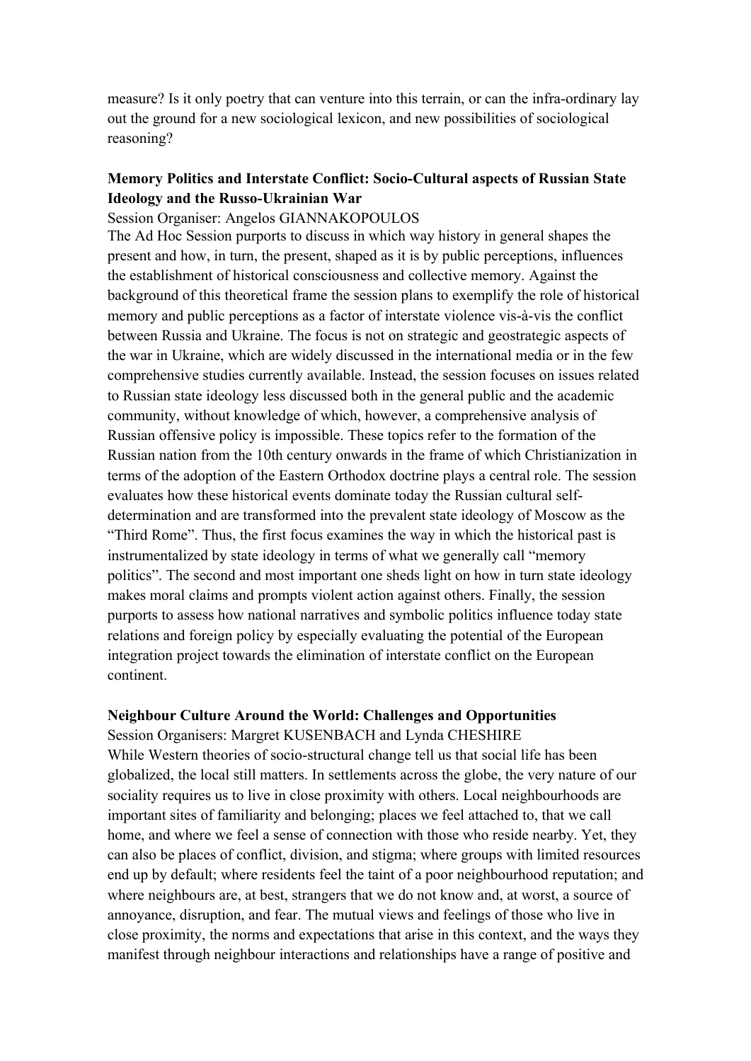measure? Is it only poetry that can venture into this terrain, or can the infra-ordinary lay out the ground for a new sociological lexicon, and new possibilities of sociological reasoning?

**Memory Politics and Interstate Conflict: Socio-Cultural aspects of Russian State Ideology and the Russo-Ukrainian War**

Session Organiser: Angelos GIANNAKOPOULOS

The Ad Hoc Session purports to discuss in which way history in general shapes the present and how, in turn, the present, shaped as it is by public perceptions, influences the establishment of historical consciousness and collective memory. Against the background of this theoretical frame the session plans to exemplify the role of historical memory and public perceptions as a factor of interstate violence vis-à-vis the conflict between Russia and Ukraine. The focus is not on strategic and geostrategic aspects of the war in Ukraine, which are widely discussed in the international media or in the few comprehensive studies currently available. Instead, the session focuses on issues related to Russian state ideology less discussed both in the general public and the academic community, without knowledge of which, however, a comprehensive analysis of Russian offensive policy is impossible. These topics refer to the formation of the Russian nation from the 10th century onwards in the frame of which Christianization in terms of the adoption of the Eastern Orthodox doctrine plays a central role. The session evaluates how these historical events dominate today the Russian cultural self-determination and are transformed into the prevalent state ideology of Moscow as the "Third Rome". Thus, the first focus examines the way in which the historical past is instrumentalized by state ideology in terms of what we generally call "memory politics". The second and most important one sheds light on how in turn state ideology makes moral claims and prompts violent action against others. Finally, the session purports to assess how national narratives and symbolic politics influence today state relations and foreign policy by especially evaluating the potential of the European integration project towards the elimination of interstate conflict on the European continent.

**Neighbour Culture Around the World: Challenges and Opportunities**

Session Organisers: Margret KUSENBACH and Lynda CHESHIRE

While Western theories of socio-structural change tell us that social life has been globalized, the local still matters. In settlements across the globe, the very nature of our sociality requires us to live in close proximity with others. Local neighbourhoods are important sites of familiarity and belonging; places we feel attached to, that we call home, and where we feel a sense of connection with those who reside nearby. Yet, they can also be places of conflict, division, and stigma; where groups with limited resources end up by default; where residents feel the taint of a poor neighbourhood reputation; and where neighbours are, at best, strangers that we do not know and, at worst, a source of annoyance, disruption, and fear. The mutual views and feelings of those who live in close proximity, the norms and expectations that arise in this context, and the ways they manifest through neighbour interactions and relationships have a range of positive and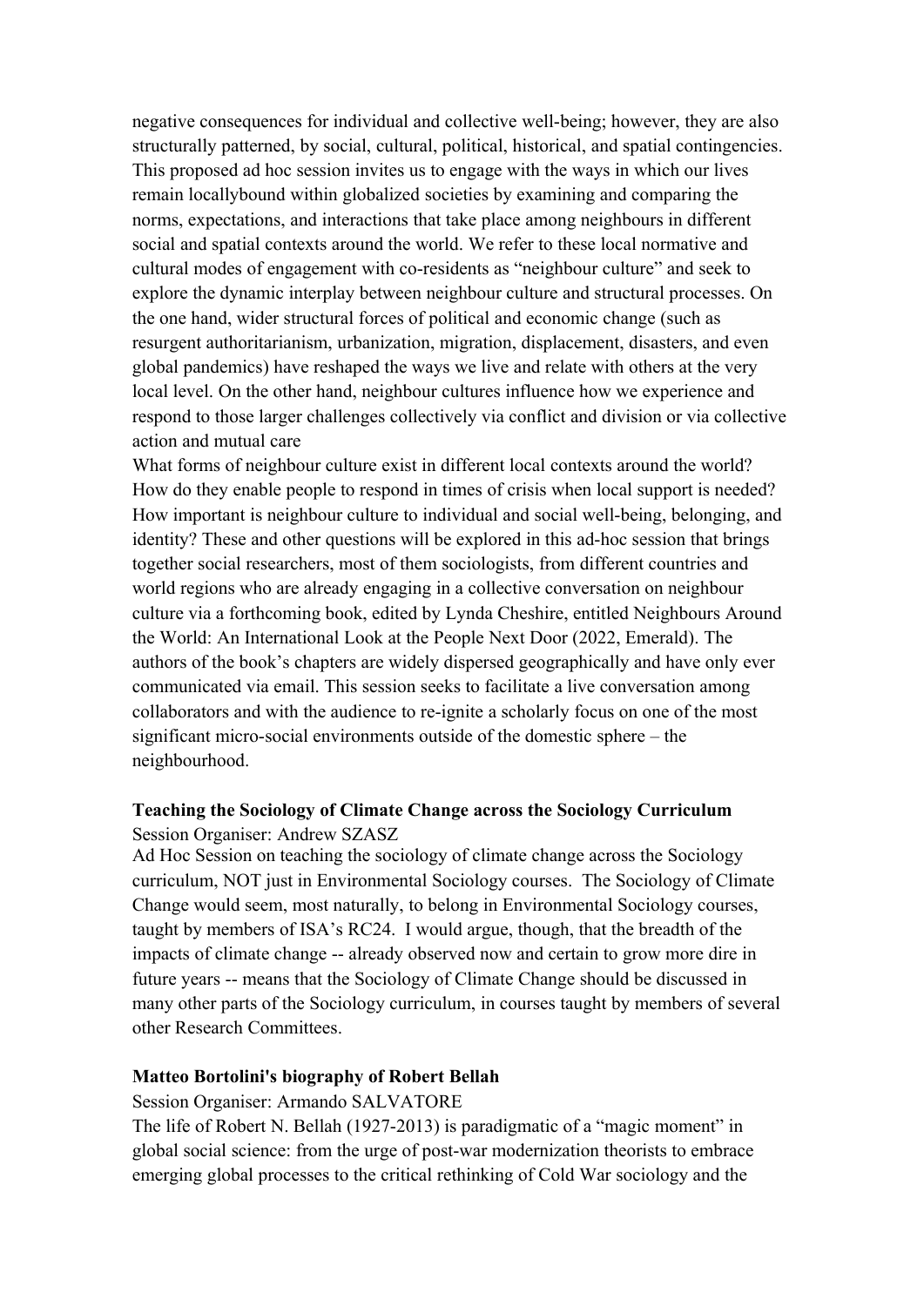negative consequences for individual and collective well-being; however, they are also structurally patterned, by social, cultural, political, historical, and spatial contingencies. This proposed ad hoc session invites us to engage with the ways in which our lives remain locallybound within globalized societies by examining and comparing the norms, expectations, and interactions that take place among neighbours in different social and spatial contexts around the world. We refer to these local normative and cultural modes of engagement with co-residents as "neighbour culture" and seek to explore the dynamic interplay between neighbour culture and structural processes. On the one hand, wider structural forces of political and economic change (such as resurgent authoritarianism, urbanization, migration, displacement, disasters, and even global pandemics) have reshaped the ways we live and relate with others at the very local level. On the other hand, neighbour cultures influence how we experience and respond to those larger challenges collectively via conflict and division or via collective action and mutual care

What forms of neighbour culture exist in different local contexts around the world? How do they enable people to respond in times of crisis when local support is needed? How important is neighbour culture to individual and social well-being, belonging, and identity? These and other questions will be explored in this ad-hoc session that brings together social researchers, most of them sociologists, from different countries and world regions who are already engaging in a collective conversation on neighbour culture via a forthcoming book, edited by Lynda Cheshire, entitled Neighbours Around the World: An International Look at the People Next Door (2022, Emerald). The authors of the book's chapters are widely dispersed geographically and have only ever communicated via email. This session seeks to facilitate a live conversation among collaborators and with the audience to re-ignite a scholarly focus on one of the most significant micro-social environments outside of the domestic sphere – the neighbourhood.

**Teaching the Sociology of Climate Change across the Sociology Curriculum**

Session Organiser: Andrew SZASZ

Ad Hoc Session on teaching the sociology of climate change across the Sociology curriculum, NOT just in Environmental Sociology courses. The Sociology of Climate Change would seem, most naturally, to belong in Environmental Sociology courses, taught by members of ISA's RC24. I would argue, though, that the breadth of the impacts of climate change -- already observed now and certain to grow more dire in future years -- means that the Sociology of Climate Change should be discussed in many other parts of the Sociology curriculum, in courses taught by members of several other Research Committees.

**Matteo Bortolini's biography of Robert Bellah**

Session Organiser: Armando SALVATORE

The life of Robert N. Bellah (1927-2013) is paradigmatic of a "magic moment" in global social science: from the urge of post-war modernization theorists to embrace emerging global processes to the critical rethinking of Cold War sociology and the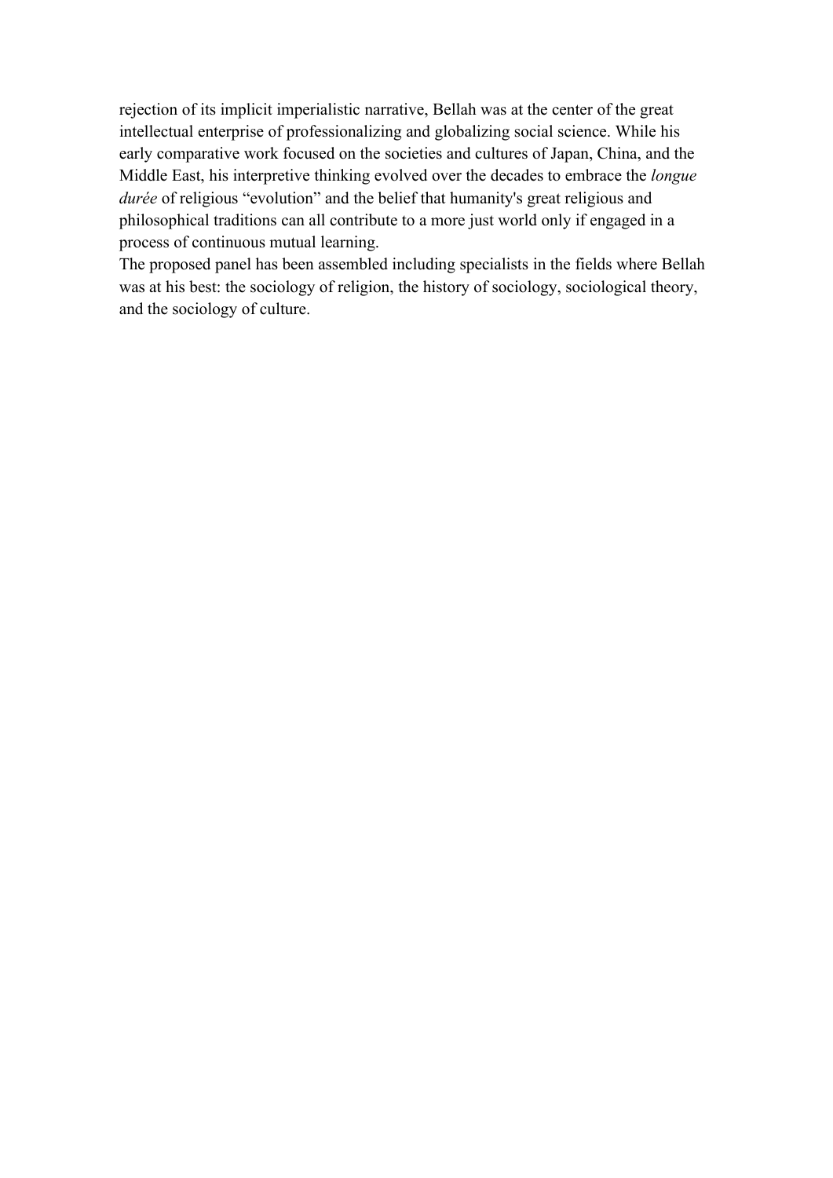rejection of its implicit imperialistic narrative, Bellah was at the center of the great intellectual enterprise of professionalizing and globalizing social science. While his early comparative work focused on the societies and cultures of Japan, China, and the Middle East, his interpretive thinking evolved over the decades to embrace the *longue durée* of religious "evolution" and the belief that humanity's great religious and philosophical traditions can all contribute to a more just world only if engaged in a process of continuous mutual learning.

The proposed panel has been assembled including specialists in the fields where Bellah was at his best: the sociology of religion, the history of sociology, sociological theory, and the sociology of culture.